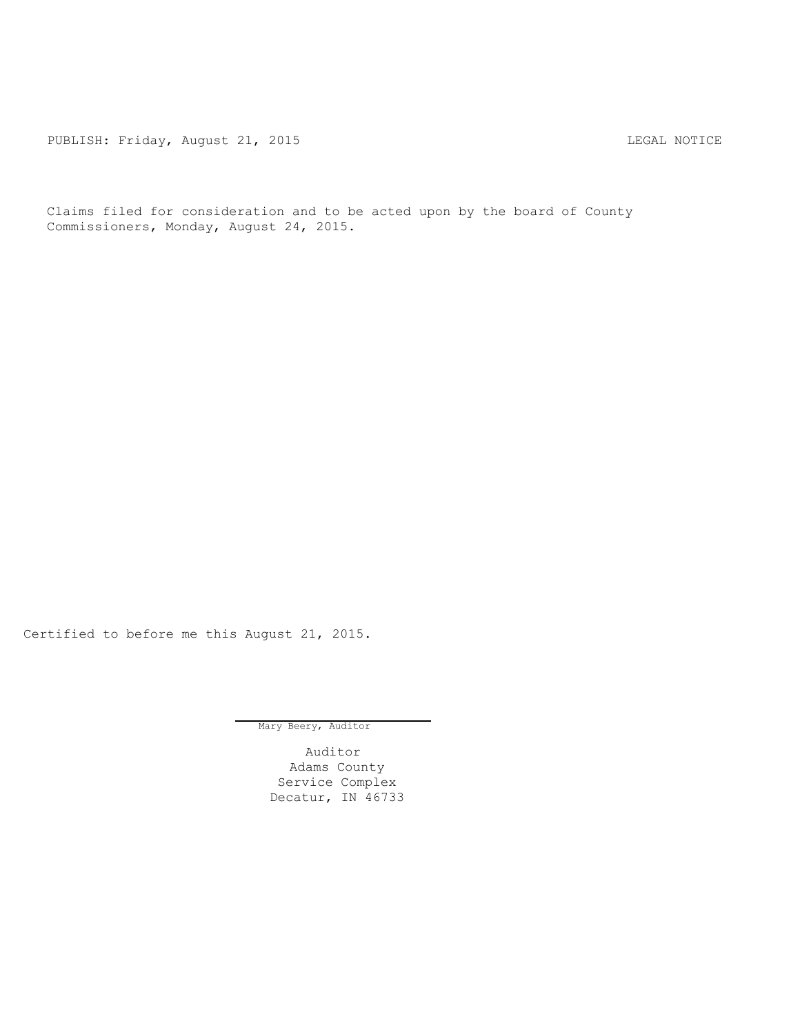PUBLISH: Friday, August 21, 2015 LEGAL NOTICE

Claims filed for consideration and to be acted upon by the board of County Commissioners, Monday, August 24, 2015.

Certified to before me this August 21, 2015.

Mary Beery, Auditor

Auditor
Adams County
Service Complex
Decatur, IN 46733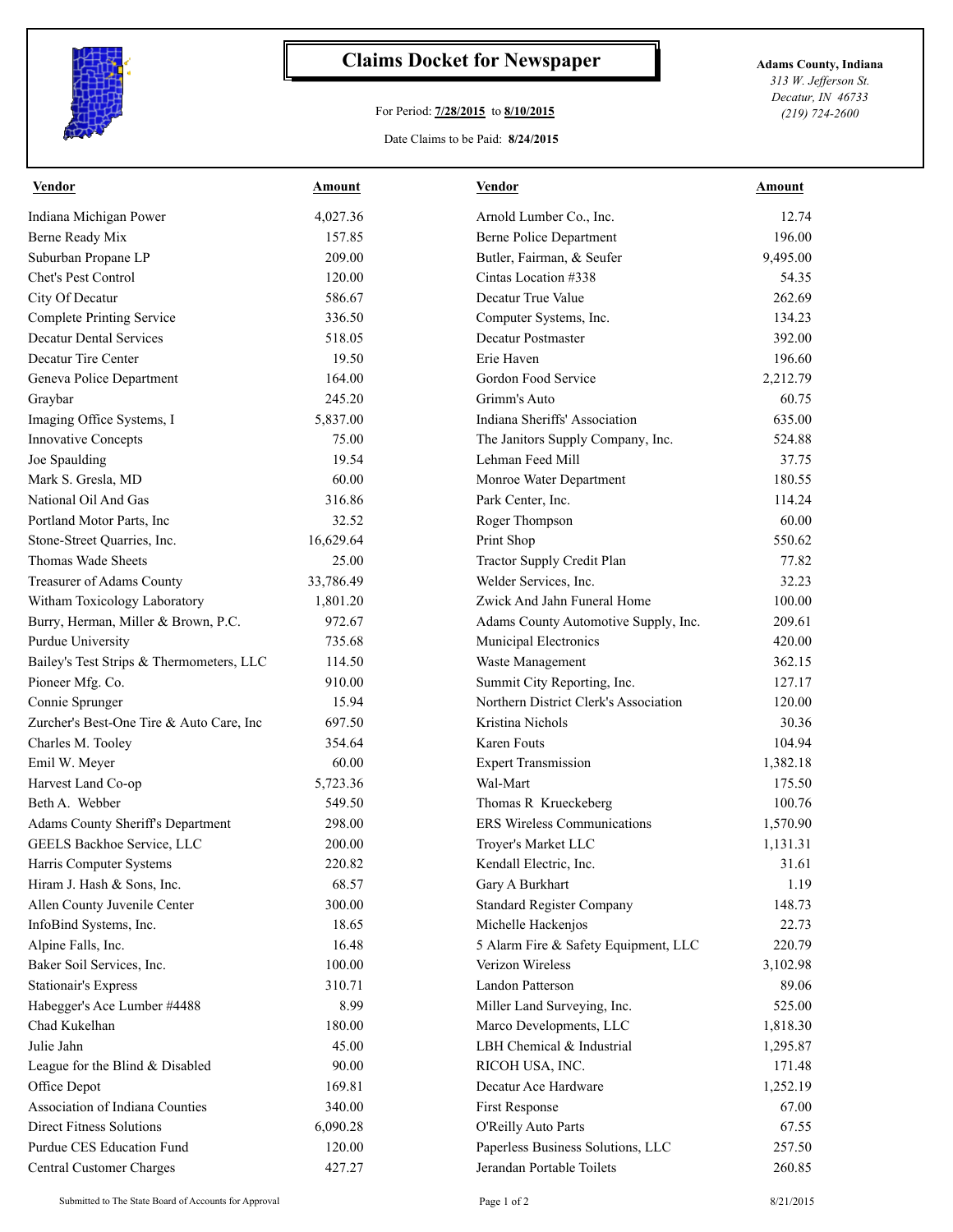# Claims Docket for Newspaper

For Period: **7/28/2015** to **8/10/2015**

Date Claims to be Paid: **8/24/2015**

**Adams County, Indiana**
*313 W. Jefferson St.*
*Decatur, IN 46733*
*(219) 724-2600*

| Vendor | Amount | Vendor | Amount |
|---|---|---|---|
| Indiana Michigan Power | 4,027.36 | Arnold Lumber Co., Inc. | 12.74 |
| Berne Ready Mix | 157.85 | Berne Police Department | 196.00 |
| Suburban Propane LP | 209.00 | Butler, Fairman, & Seufer | 9,495.00 |
| Chet's Pest Control | 120.00 | Cintas Location #338 | 54.35 |
| City Of Decatur | 586.67 | Decatur True Value | 262.69 |
| Complete Printing Service | 336.50 | Computer Systems, Inc. | 134.23 |
| Decatur Dental Services | 518.05 | Decatur Postmaster | 392.00 |
| Decatur Tire Center | 19.50 | Erie Haven | 196.60 |
| Geneva Police Department | 164.00 | Gordon Food Service | 2,212.79 |
| Graybar | 245.20 | Grimm's Auto | 60.75 |
| Imaging Office Systems, I | 5,837.00 | Indiana Sheriffs' Association | 635.00 |
| Innovative Concepts | 75.00 | The Janitors Supply Company, Inc. | 524.88 |
| Joe Spaulding | 19.54 | Lehman Feed Mill | 37.75 |
| Mark S. Gresla, MD | 60.00 | Monroe Water Department | 180.55 |
| National Oil And Gas | 316.86 | Park Center, Inc. | 114.24 |
| Portland Motor Parts, Inc | 32.52 | Roger Thompson | 60.00 |
| Stone-Street Quarries, Inc. | 16,629.64 | Print Shop | 550.62 |
| Thomas Wade Sheets | 25.00 | Tractor Supply Credit Plan | 77.82 |
| Treasurer of Adams County | 33,786.49 | Welder Services, Inc. | 32.23 |
| Witham Toxicology Laboratory | 1,801.20 | Zwick And Jahn Funeral Home | 100.00 |
| Burry, Herman, Miller & Brown, P.C. | 972.67 | Adams County Automotive Supply, Inc. | 209.61 |
| Purdue University | 735.68 | Municipal Electronics | 420.00 |
| Bailey's Test Strips & Thermometers, LLC | 114.50 | Waste Management | 362.15 |
| Pioneer Mfg. Co. | 910.00 | Summit City Reporting, Inc. | 127.17 |
| Connie Sprunger | 15.94 | Northern District Clerk's Association | 120.00 |
| Zurcher's Best-One Tire & Auto Care, Inc | 697.50 | Kristina Nichols | 30.36 |
| Charles M. Tooley | 354.64 | Karen Fouts | 104.94 |
| Emil W. Meyer | 60.00 | Expert Transmission | 1,382.18 |
| Harvest Land Co-op | 5,723.36 | Wal-Mart | 175.50 |
| Beth A. Webber | 549.50 | Thomas R Krueckeberg | 100.76 |
| Adams County Sheriff's Department | 298.00 | ERS Wireless Communications | 1,570.90 |
| GEELS Backhoe Service, LLC | 200.00 | Troyer's Market LLC | 1,131.31 |
| Harris Computer Systems | 220.82 | Kendall Electric, Inc. | 31.61 |
| Hiram J. Hash & Sons, Inc. | 68.57 | Gary A Burkhart | 1.19 |
| Allen County Juvenile Center | 300.00 | Standard Register Company | 148.73 |
| InfoBind Systems, Inc. | 18.65 | Michelle Hackenjos | 22.73 |
| Alpine Falls, Inc. | 16.48 | 5 Alarm Fire & Safety Equipment, LLC | 220.79 |
| Baker Soil Services, Inc. | 100.00 | Verizon Wireless | 3,102.98 |
| Stationair's Express | 310.71 | Landon Patterson | 89.06 |
| Habegger's Ace Lumber #4488 | 8.99 | Miller Land Surveying, Inc. | 525.00 |
| Chad Kukelhan | 180.00 | Marco Developments, LLC | 1,818.30 |
| Julie Jahn | 45.00 | LBH Chemical & Industrial | 1,295.87 |
| League for the Blind & Disabled | 90.00 | RICOH USA, INC. | 171.48 |
| Office Depot | 169.81 | Decatur Ace Hardware | 1,252.19 |
| Association of Indiana Counties | 340.00 | First Response | 67.00 |
| Direct Fitness Solutions | 6,090.28 | O'Reilly Auto Parts | 67.55 |
| Purdue CES Education Fund | 120.00 | Paperless Business Solutions, LLC | 257.50 |
| Central Customer Charges | 427.27 | Jerandan Portable Toilets | 260.85 |

Submitted to The State Board of Accounts for Approval

8/21/2015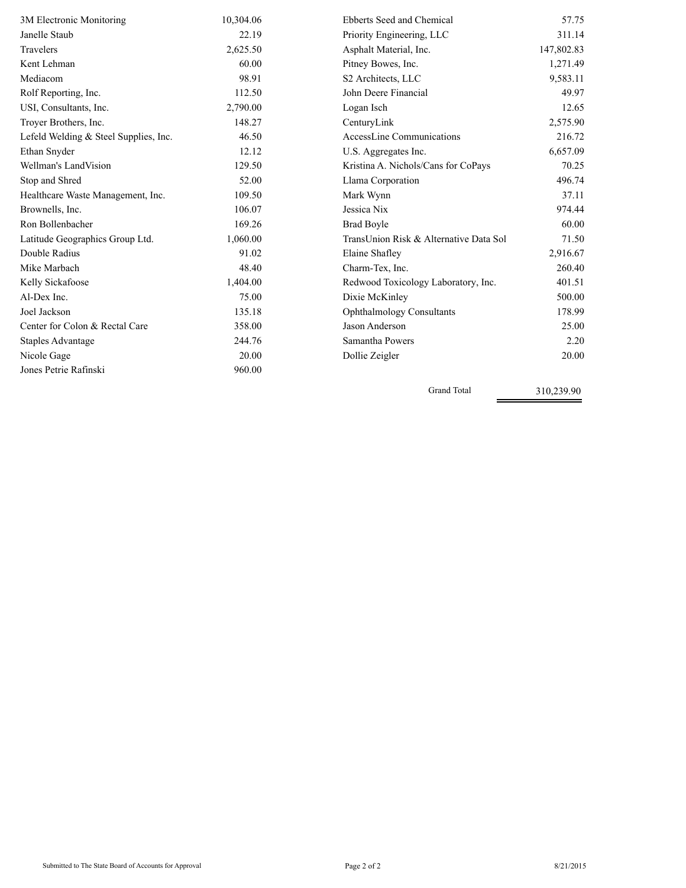| | | | |
|---|---|---|---|
| 3M Electronic Monitoring | 10,304.06 | Ebberts Seed and Chemical | 57.75 |
| Janelle Staub | 22.19 | Priority Engineering, LLC | 311.14 |
| Travelers | 2,625.50 | Asphalt Material, Inc. | 147,802.83 |
| Kent Lehman | 60.00 | Pitney Bowes, Inc. | 1,271.49 |
| Mediacom | 98.91 | S2 Architects, LLC | 9,583.11 |
| Rolf Reporting, Inc. | 112.50 | John Deere Financial | 49.97 |
| USI, Consultants, Inc. | 2,790.00 | Logan Isch | 12.65 |
| Troyer Brothers, Inc. | 148.27 | CenturyLink | 2,575.90 |
| Lefeld Welding & Steel Supplies, Inc. | 46.50 | AccessLine Communications | 216.72 |
| Ethan Snyder | 12.12 | U.S. Aggregates Inc. | 6,657.09 |
| Wellman's LandVision | 129.50 | Kristina A. Nichols/Cans for CoPays | 70.25 |
| Stop and Shred | 52.00 | Llama Corporation | 496.74 |
| Healthcare Waste Management, Inc. | 109.50 | Mark Wynn | 37.11 |
| Brownells, Inc. | 106.07 | Jessica Nix | 974.44 |
| Ron Bollenbacher | 169.26 | Brad Boyle | 60.00 |
| Latitude Geographics Group Ltd. | 1,060.00 | TransUnion Risk & Alternative Data Sol | 71.50 |
| Double Radius | 91.02 | Elaine Shafley | 2,916.67 |
| Mike Marbach | 48.40 | Charm-Tex, Inc. | 260.40 |
| Kelly Sickafoose | 1,404.00 | Redwood Toxicology Laboratory, Inc. | 401.51 |
| Al-Dex Inc. | 75.00 | Dixie McKinley | 500.00 |
| Joel Jackson | 135.18 | Ophthalmology Consultants | 178.99 |
| Center for Colon & Rectal Care | 358.00 | Jason Anderson | 25.00 |
| Staples Advantage | 244.76 | Samantha Powers | 2.20 |
| Nicole Gage | 20.00 | Dollie Zeigler | 20.00 |
| Jones Petrie Rafinski | 960.00 | | |
| | | Grand Total | 310,239.90 |

Submitted to The State Board of Accounts for Approval

8/21/2015